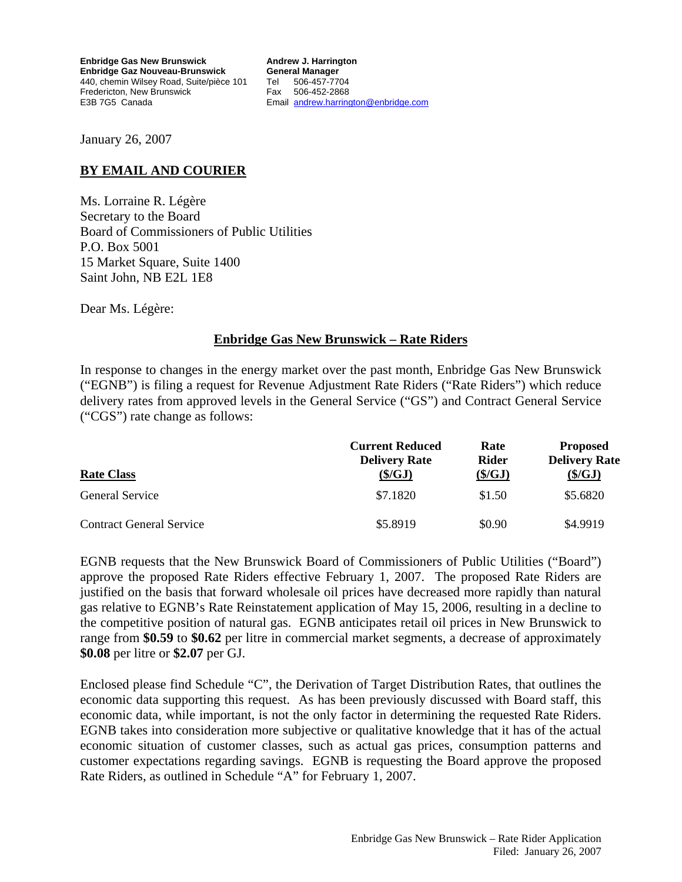**Enbridge Gas New Brunswick**
**Enbridge Gaz Nouveau-Brunswick**
440, chemin Wilsey Road, Suite/pièce 101
Fredericton, New Brunswick
E3B 7G5 Canada

**Andrew J. Harrington**
**General Manager**
Tel 506-457-7704
Fax 506-452-2868
Email andrew.harrington@enbridge.com

January 26, 2007

**BY EMAIL AND COURIER**

Ms. Lorraine R. Légère
Secretary to the Board
Board of Commissioners of Public Utilities
P.O. Box 5001
15 Market Square, Suite 1400
Saint John, NB E2L 1E8

Dear Ms. Légère:

**Enbridge Gas New Brunswick – Rate Riders**

In response to changes in the energy market over the past month, Enbridge Gas New Brunswick ("EGNB") is filing a request for Revenue Adjustment Rate Riders ("Rate Riders") which reduce delivery rates from approved levels in the General Service ("GS") and Contract General Service ("CGS") rate change as follows:

| Rate Class | Current Reduced Delivery Rate ($/GJ) | Rate Rider ($/GJ) | Proposed Delivery Rate ($/GJ) |
|---|---|---|---|
| General Service | $7.1820 | $1.50 | $5.6820 |
| Contract General Service | $5.8919 | $0.90 | $4.9919 |

EGNB requests that the New Brunswick Board of Commissioners of Public Utilities ("Board") approve the proposed Rate Riders effective February 1, 2007. The proposed Rate Riders are justified on the basis that forward wholesale oil prices have decreased more rapidly than natural gas relative to EGNB's Rate Reinstatement application of May 15, 2006, resulting in a decline to the competitive position of natural gas. EGNB anticipates retail oil prices in New Brunswick to range from **$0.59** to **$0.62** per litre in commercial market segments, a decrease of approximately **$0.08** per litre or **$2.07** per GJ.

Enclosed please find Schedule "C", the Derivation of Target Distribution Rates, that outlines the economic data supporting this request. As has been previously discussed with Board staff, this economic data, while important, is not the only factor in determining the requested Rate Riders. EGNB takes into consideration more subjective or qualitative knowledge that it has of the actual economic situation of customer classes, such as actual gas prices, consumption patterns and customer expectations regarding savings. EGNB is requesting the Board approve the proposed Rate Riders, as outlined in Schedule "A" for February 1, 2007.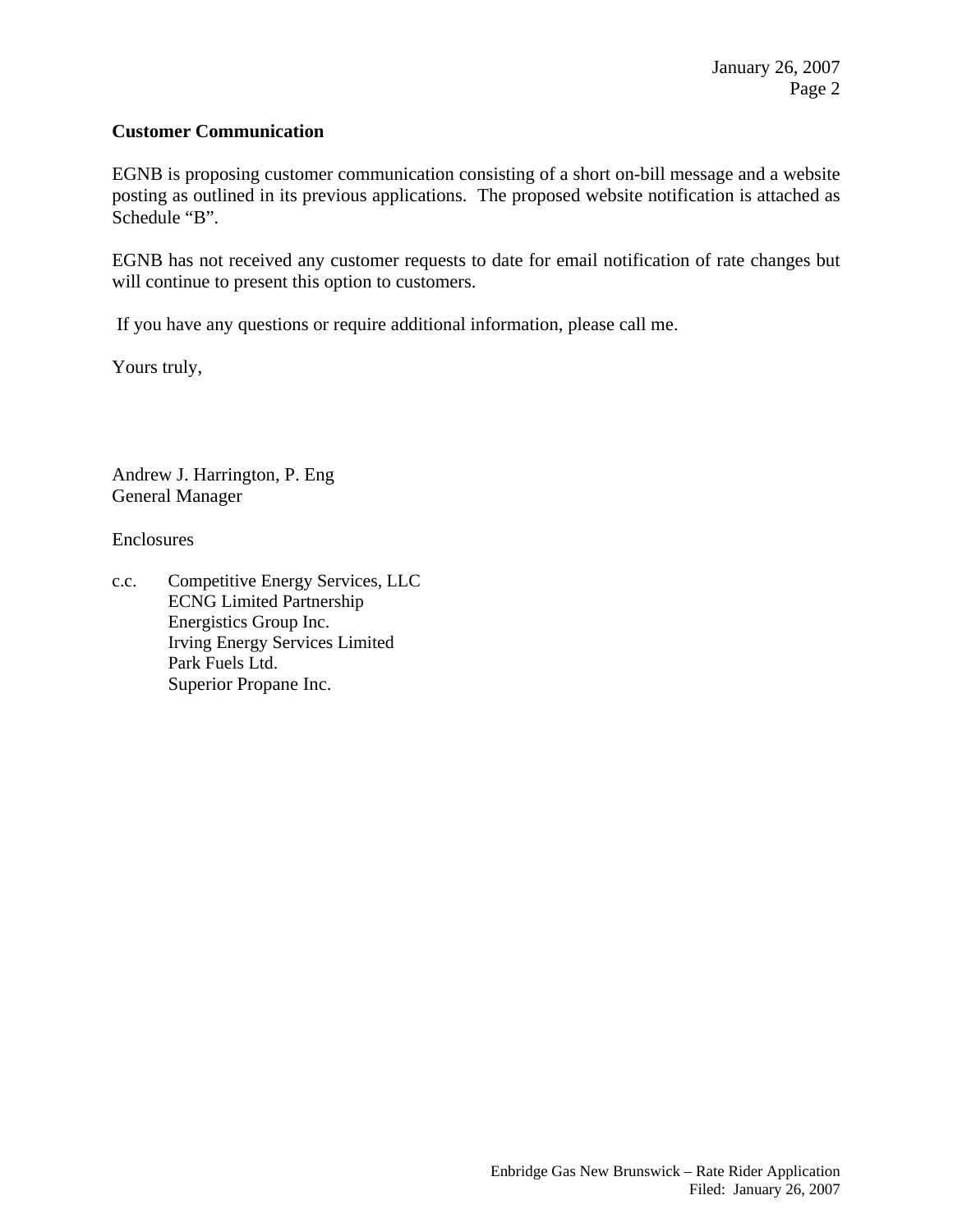**Customer Communication**

EGNB is proposing customer communication consisting of a short on-bill message and a website posting as outlined in its previous applications. The proposed website notification is attached as Schedule "B".

EGNB has not received any customer requests to date for email notification of rate changes but will continue to present this option to customers.

If you have any questions or require additional information, please call me.

Yours truly,

Andrew J. Harrington, P. Eng
General Manager

Enclosures

c.c. Competitive Energy Services, LLC
ECNG Limited Partnership
Energistics Group Inc.
Irving Energy Services Limited
Park Fuels Ltd.
Superior Propane Inc.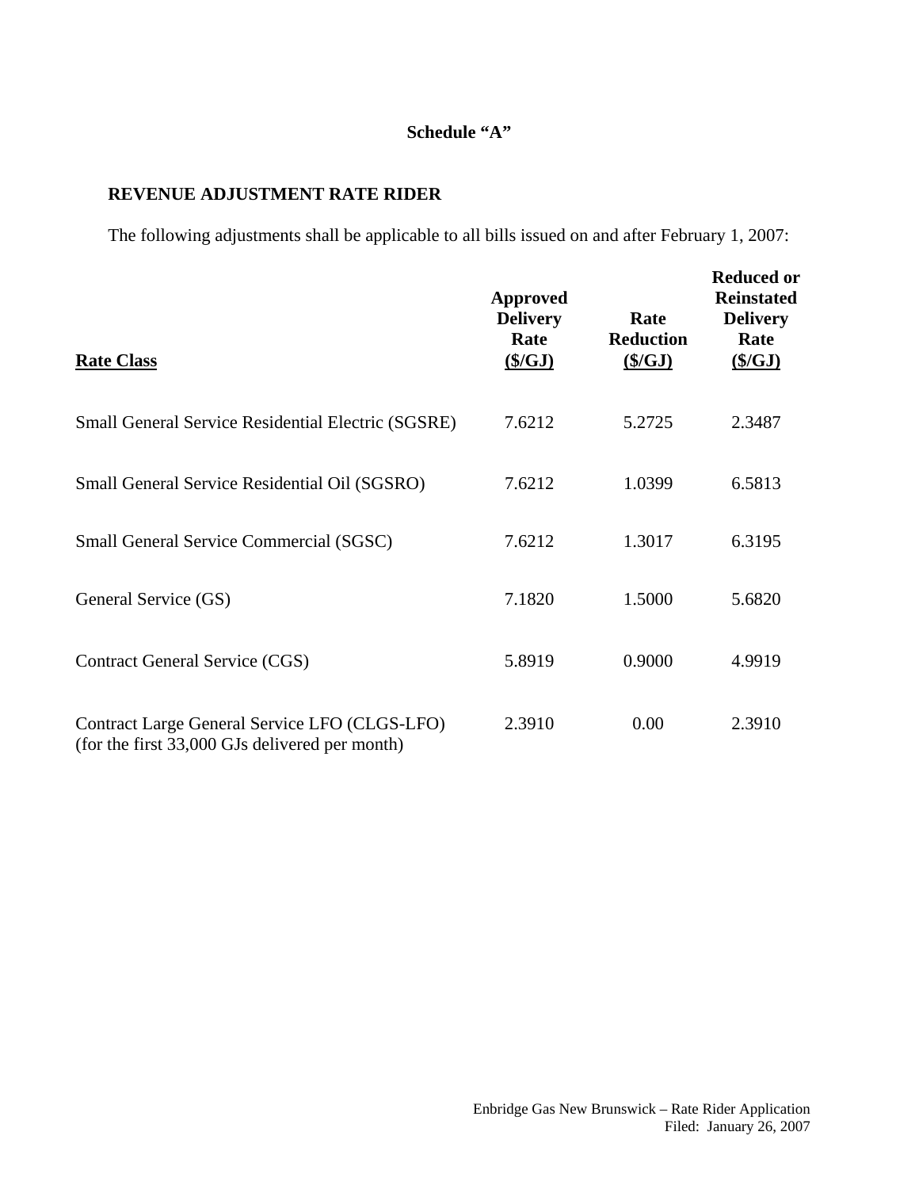**Schedule "A"**

**REVENUE ADJUSTMENT RATE RIDER**

The following adjustments shall be applicable to all bills issued on and after February 1, 2007:

| **Rate Class** | **Approved Delivery Rate ($/GJ)** | **Rate Reduction ($/GJ)** | **Reduced or Reinstated Delivery Rate ($/GJ)** |
|---|---|---|---|
| Small General Service Residential Electric (SGSRE) | 7.6212 | 5.2725 | 2.3487 |
| Small General Service Residential Oil (SGSRO) | 7.6212 | 1.0399 | 6.5813 |
| Small General Service Commercial (SGSC) | 7.6212 | 1.3017 | 6.3195 |
| General Service (GS) | 7.1820 | 1.5000 | 5.6820 |
| Contract General Service (CGS) | 5.8919 | 0.9000 | 4.9919 |
| Contract Large General Service LFO (CLGS-LFO) (for the first 33,000 GJs delivered per month) | 2.3910 | 0.00 | 2.3910 |

Enbridge Gas New Brunswick – Rate Rider Application
Filed: January 26, 2007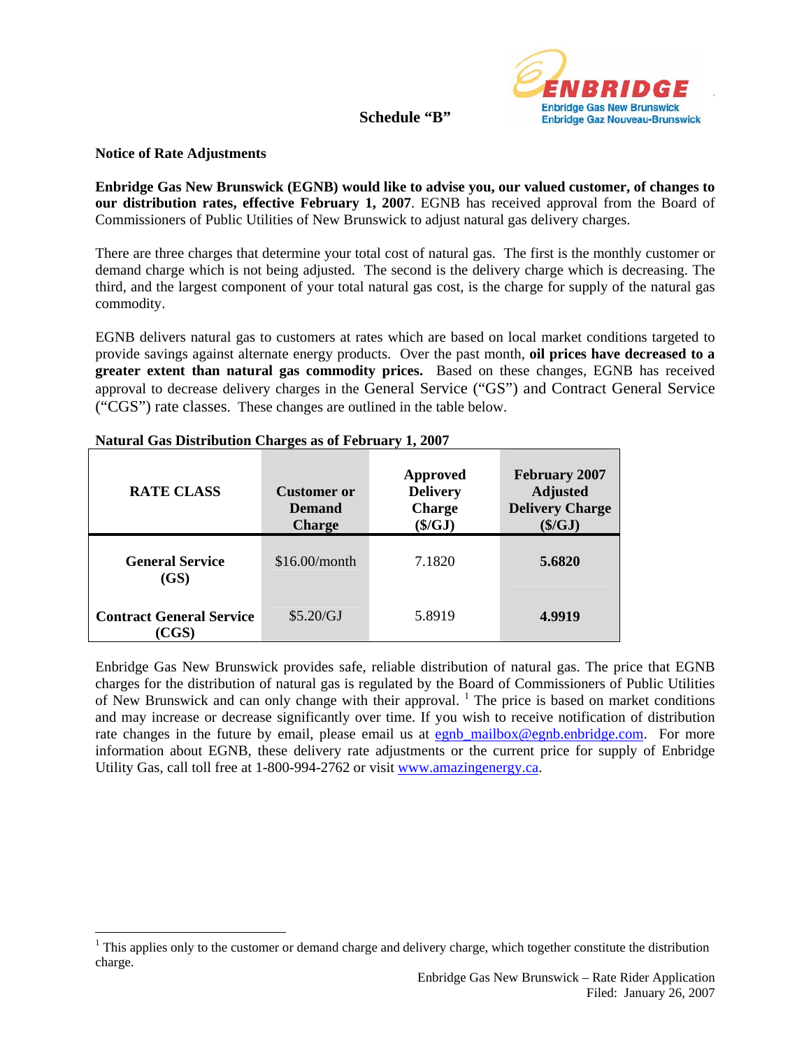Schedule "B"

**Notice of Rate Adjustments**

**Enbridge Gas New Brunswick (EGNB) would like to advise you, our valued customer, of changes to our distribution rates, effective February 1, 2007**. EGNB has received approval from the Board of Commissioners of Public Utilities of New Brunswick to adjust natural gas delivery charges.

There are three charges that determine your total cost of natural gas. The first is the monthly customer or demand charge which is not being adjusted. The second is the delivery charge which is decreasing. The third, and the largest component of your total natural gas cost, is the charge for supply of the natural gas commodity.

EGNB delivers natural gas to customers at rates which are based on local market conditions targeted to provide savings against alternate energy products. Over the past month, **oil prices have decreased to a greater extent than natural gas commodity prices.** Based on these changes, EGNB has received approval to decrease delivery charges in the General Service ("GS") and Contract General Service ("CGS") rate classes. These changes are outlined in the table below.

**Natural Gas Distribution Charges as of February 1, 2007**

| RATE CLASS | Customer or Demand Charge | Approved Delivery Charge ($/GJ) | February 2007 Adjusted Delivery Charge ($/GJ) |
|---|---|---|---|
| **General Service (GS)** | $16.00/month | 7.1820 | **5.6820** |
| **Contract General Service (CGS)** | $5.20/GJ | 5.8919 | **4.9919** |

Enbridge Gas New Brunswick provides safe, reliable distribution of natural gas. The price that EGNB charges for the distribution of natural gas is regulated by the Board of Commissioners of Public Utilities of New Brunswick and can only change with their approval. [1] The price is based on market conditions and may increase or decrease significantly over time. If you wish to receive notification of distribution rate changes in the future by email, please email us at egnb_mailbox@egnb.enbridge.com. For more information about EGNB, these delivery rate adjustments or the current price for supply of Enbridge Utility Gas, call toll free at 1-800-994-2762 or visit www.amazingenergy.ca.

[1] This applies only to the customer or demand charge and delivery charge, which together constitute the distribution charge.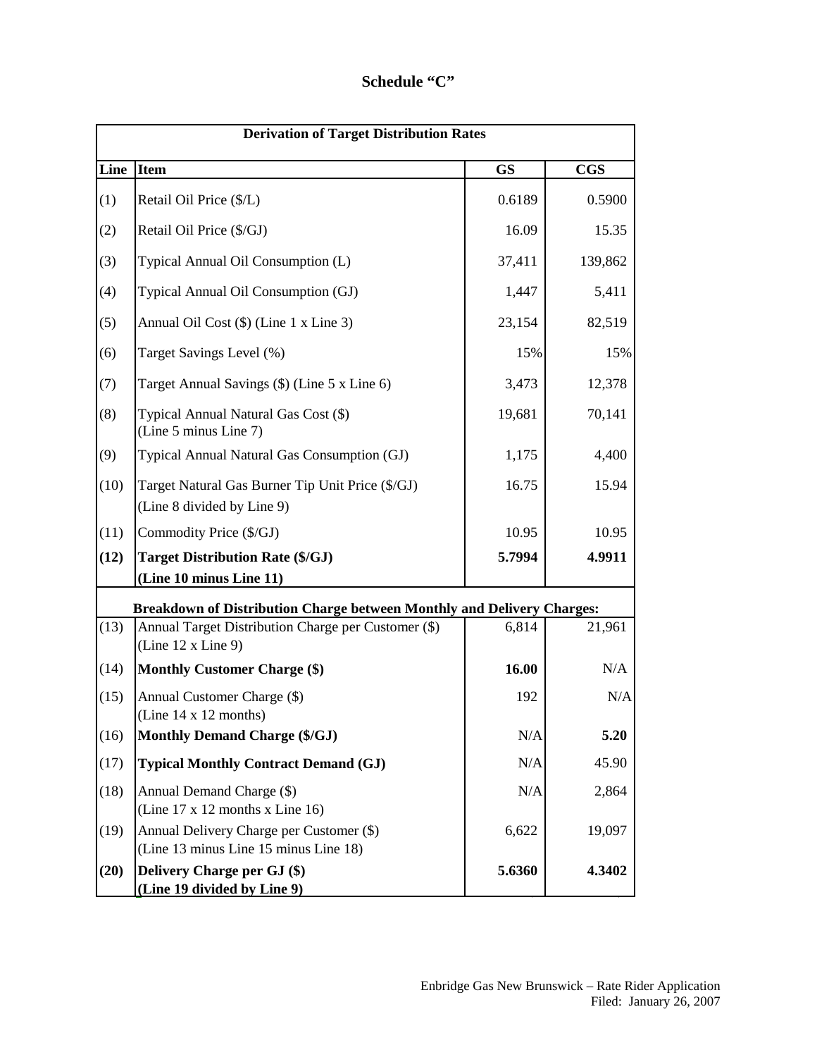# Schedule "C"

| Derivation of Target Distribution Rates | | | |
|---|---|---|---|
| **Line** | **Item** | **GS** | **CGS** |
| (1) | Retail Oil Price ($/L) | 0.6189 | 0.5900 |
| (2) | Retail Oil Price ($/GJ) | 16.09 | 15.35 |
| (3) | Typical Annual Oil Consumption (L) | 37,411 | 139,862 |
| (4) | Typical Annual Oil Consumption (GJ) | 1,447 | 5,411 |
| (5) | Annual Oil Cost ($) (Line 1 x Line 3) | 23,154 | 82,519 |
| (6) | Target Savings Level (%) | 15% | 15% |
| (7) | Target Annual Savings ($) (Line 5 x Line 6) | 3,473 | 12,378 |
| (8) | Typical Annual Natural Gas Cost ($) (Line 5 minus Line 7) | 19,681 | 70,141 |
| (9) | Typical Annual Natural Gas Consumption (GJ) | 1,175 | 4,400 |
| (10) | Target Natural Gas Burner Tip Unit Price ($/GJ) (Line 8 divided by Line 9) | 16.75 | 15.94 |
| (11) | Commodity Price ($/GJ) | 10.95 | 10.95 |
| **(12)** | **Target Distribution Rate ($/GJ) (Line 10 minus Line 11)** | **5.7994** | **4.9911** |
| | **Breakdown of Distribution Charge between Monthly and Delivery Charges:** | | |
| (13) | Annual Target Distribution Charge per Customer ($) (Line 12 x Line 9) | 6,814 | 21,961 |
| (14) | **Monthly Customer Charge ($)** | **16.00** | N/A |
| (15) | Annual Customer Charge ($) (Line 14 x 12 months) | 192 | N/A |
| (16) | **Monthly Demand Charge ($/GJ)** | N/A | **5.20** |
| (17) | **Typical Monthly Contract Demand (GJ)** | N/A | 45.90 |
| (18) | Annual Demand Charge ($) (Line 17 x 12 months x Line 16) | N/A | 2,864 |
| (19) | Annual Delivery Charge per Customer ($) (Line 13 minus Line 15 minus Line 18) | 6,622 | 19,097 |
| **(20)** | **Delivery Charge per GJ ($) (Line 19 divided by Line 9)** | **5.6360** | **4.3402** |

Enbridge Gas New Brunswick – Rate Rider Application
Filed: January 26, 2007